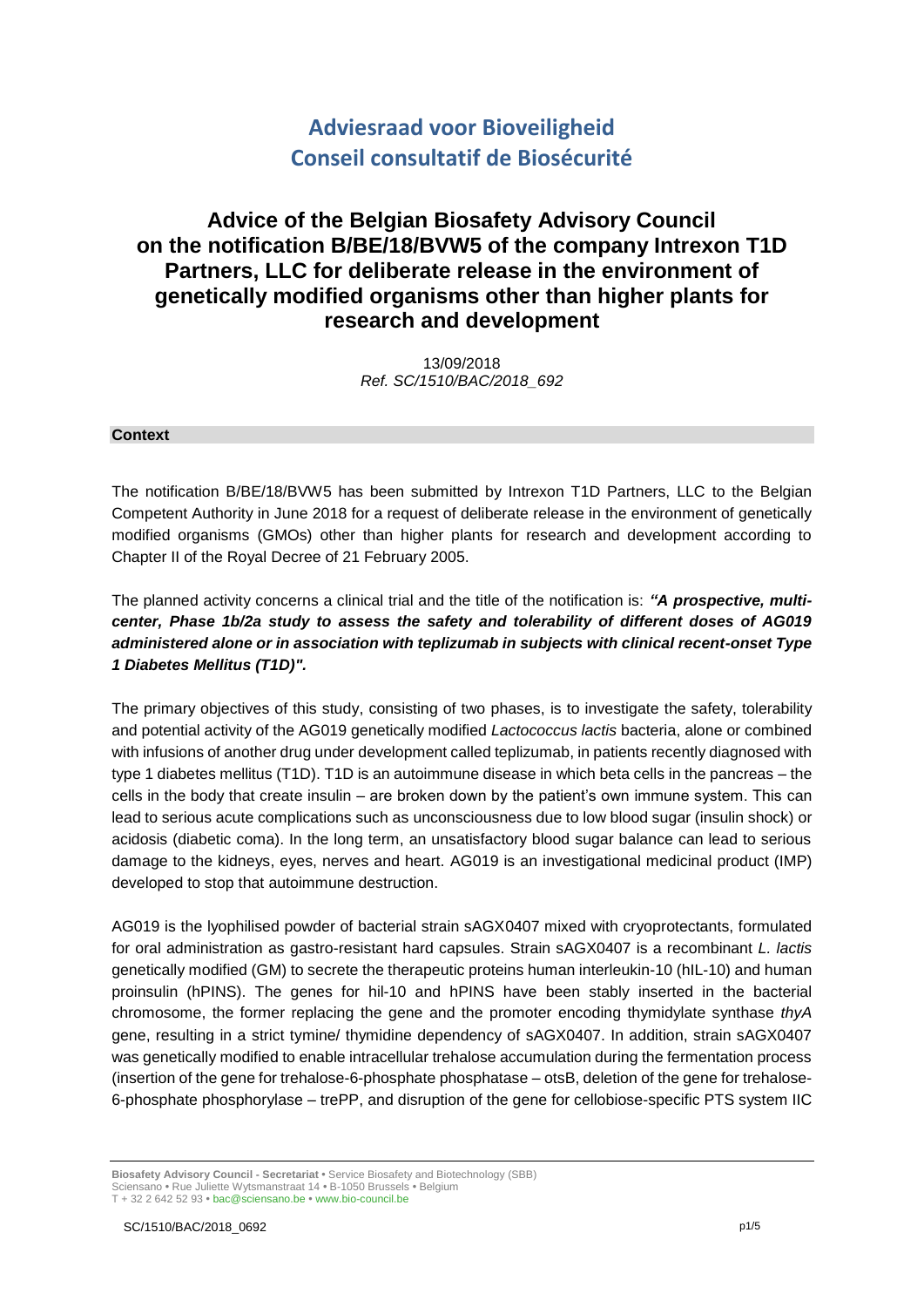# Adviesraad voor Bioveiligheid
# Conseil consultatif de Biosécurité

## Advice of the Belgian Biosafety Advisory Council on the notification B/BE/18/BVW5 of the company Intrexon T1D Partners, LLC for deliberate release in the environment of genetically modified organisms other than higher plants for research and development

13/09/2018
*Ref. SC/1510/BAC/2018_692*

### Context

The notification B/BE/18/BVW5 has been submitted by Intrexon T1D Partners, LLC to the Belgian Competent Authority in June 2018 for a request of deliberate release in the environment of genetically modified organisms (GMOs) other than higher plants for research and development according to Chapter II of the Royal Decree of 21 February 2005.

The planned activity concerns a clinical trial and the title of the notification is: ***"A prospective, multi-center, Phase 1b/2a study to assess the safety and tolerability of different doses of AG019 administered alone or in association with teplizumab in subjects with clinical recent-onset Type 1 Diabetes Mellitus (T1D)".***

The primary objectives of this study, consisting of two phases, is to investigate the safety, tolerability and potential activity of the AG019 genetically modified *Lactococcus lactis* bacteria, alone or combined with infusions of another drug under development called teplizumab, in patients recently diagnosed with type 1 diabetes mellitus (T1D). T1D is an autoimmune disease in which beta cells in the pancreas – the cells in the body that create insulin – are broken down by the patient's own immune system. This can lead to serious acute complications such as unconsciousness due to low blood sugar (insulin shock) or acidosis (diabetic coma). In the long term, an unsatisfactory blood sugar balance can lead to serious damage to the kidneys, eyes, nerves and heart. AG019 is an investigational medicinal product (IMP) developed to stop that autoimmune destruction.

AG019 is the lyophilised powder of bacterial strain sAGX0407 mixed with cryoprotectants, formulated for oral administration as gastro-resistant hard capsules. Strain sAGX0407 is a recombinant *L. lactis* genetically modified (GM) to secrete the therapeutic proteins human interleukin-10 (hIL-10) and human proinsulin (hPINS). The genes for hil-10 and hPINS have been stably inserted in the bacterial chromosome, the former replacing the gene and the promoter encoding thymidylate synthase *thyA* gene, resulting in a strict tymine/ thymidine dependency of sAGX0407. In addition, strain sAGX0407 was genetically modified to enable intracellular trehalose accumulation during the fermentation process (insertion of the gene for trehalose-6-phosphate phosphatase – otsB, deletion of the gene for trehalose-6-phosphate phosphorylase – trePP, and disruption of the gene for cellobiose-specific PTS system IIC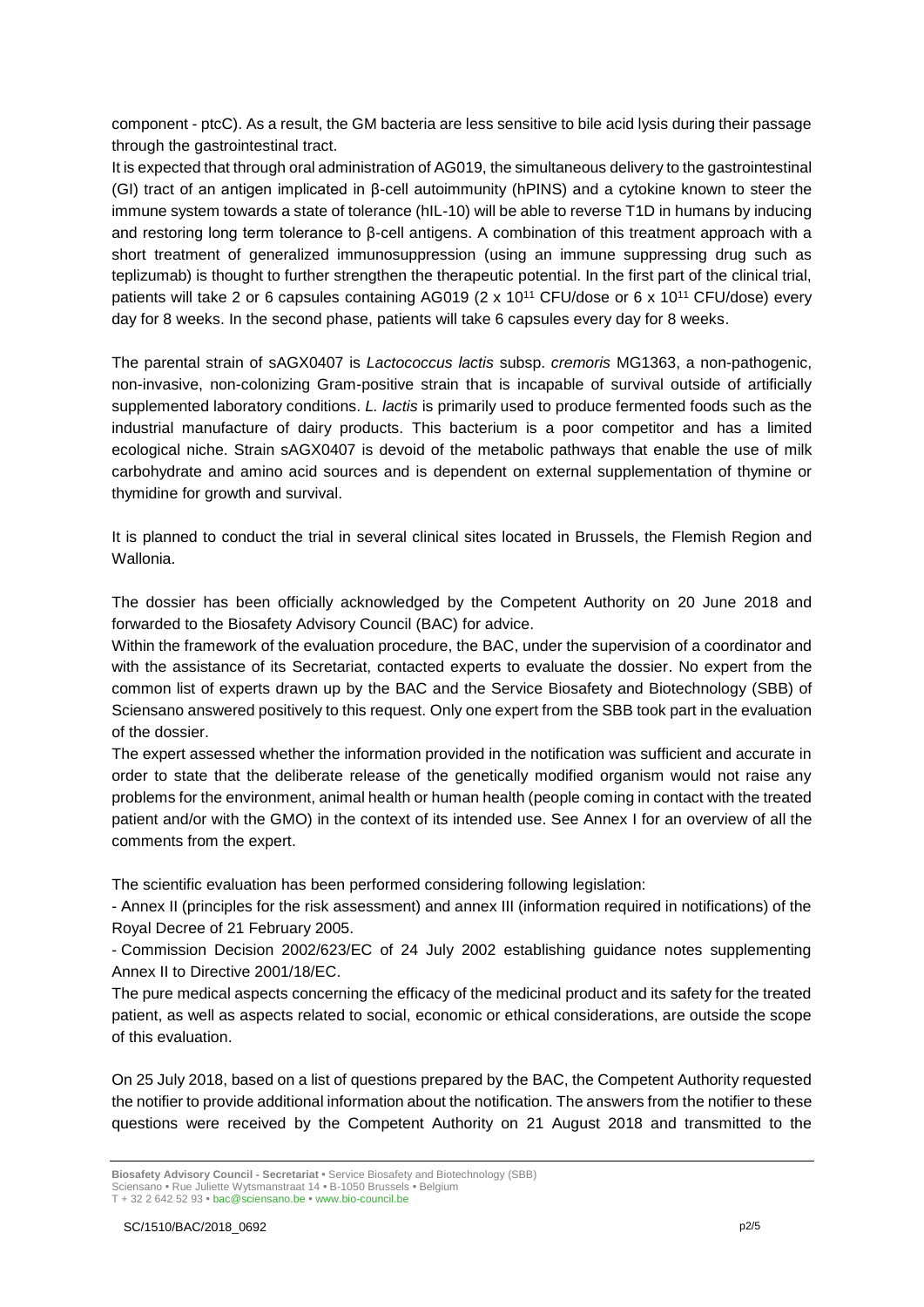component - ptcC). As a result, the GM bacteria are less sensitive to bile acid lysis during their passage through the gastrointestinal tract.

It is expected that through oral administration of AG019, the simultaneous delivery to the gastrointestinal (GI) tract of an antigen implicated in β-cell autoimmunity (hPINS) and a cytokine known to steer the immune system towards a state of tolerance (hIL-10) will be able to reverse T1D in humans by inducing and restoring long term tolerance to β-cell antigens. A combination of this treatment approach with a short treatment of generalized immunosuppression (using an immune suppressing drug such as teplizumab) is thought to further strengthen the therapeutic potential. In the first part of the clinical trial, patients will take 2 or 6 capsules containing AG019 ($2 \times 10^{11}$ CFU/dose or $6 \times 10^{11}$ CFU/dose) every day for 8 weeks. In the second phase, patients will take 6 capsules every day for 8 weeks.

The parental strain of sAGX0407 is *Lactococcus lactis* subsp. *cremoris* MG1363, a non-pathogenic, non-invasive, non-colonizing Gram-positive strain that is incapable of survival outside of artificially supplemented laboratory conditions. *L. lactis* is primarily used to produce fermented foods such as the industrial manufacture of dairy products. This bacterium is a poor competitor and has a limited ecological niche. Strain sAGX0407 is devoid of the metabolic pathways that enable the use of milk carbohydrate and amino acid sources and is dependent on external supplementation of thymine or thymidine for growth and survival.

It is planned to conduct the trial in several clinical sites located in Brussels, the Flemish Region and Wallonia.

The dossier has been officially acknowledged by the Competent Authority on 20 June 2018 and forwarded to the Biosafety Advisory Council (BAC) for advice.

Within the framework of the evaluation procedure, the BAC, under the supervision of a coordinator and with the assistance of its Secretariat, contacted experts to evaluate the dossier. No expert from the common list of experts drawn up by the BAC and the Service Biosafety and Biotechnology (SBB) of Sciensano answered positively to this request. Only one expert from the SBB took part in the evaluation of the dossier.

The expert assessed whether the information provided in the notification was sufficient and accurate in order to state that the deliberate release of the genetically modified organism would not raise any problems for the environment, animal health or human health (people coming in contact with the treated patient and/or with the GMO) in the context of its intended use. See Annex I for an overview of all the comments from the expert.

The scientific evaluation has been performed considering following legislation:

- Annex II (principles for the risk assessment) and annex III (information required in notifications) of the Royal Decree of 21 February 2005.
- Commission Decision 2002/623/EC of 24 July 2002 establishing guidance notes supplementing Annex II to Directive 2001/18/EC.

The pure medical aspects concerning the efficacy of the medicinal product and its safety for the treated patient, as well as aspects related to social, economic or ethical considerations, are outside the scope of this evaluation.

On 25 July 2018, based on a list of questions prepared by the BAC, the Competent Authority requested the notifier to provide additional information about the notification. The answers from the notifier to these questions were received by the Competent Authority on 21 August 2018 and transmitted to the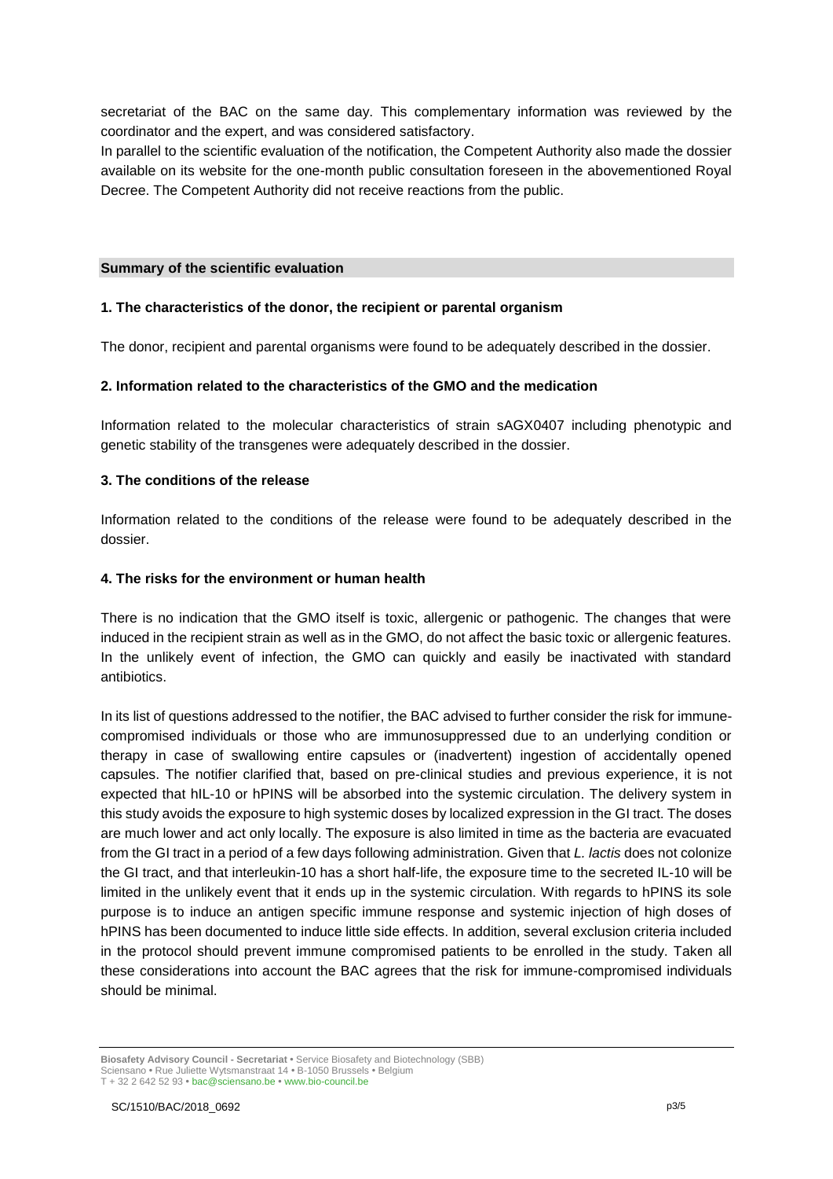secretariat of the BAC on the same day. This complementary information was reviewed by the coordinator and the expert, and was considered satisfactory.

In parallel to the scientific evaluation of the notification, the Competent Authority also made the dossier available on its website for the one-month public consultation foreseen in the abovementioned Royal Decree. The Competent Authority did not receive reactions from the public.

## Summary of the scientific evaluation

### 1. The characteristics of the donor, the recipient or parental organism

The donor, recipient and parental organisms were found to be adequately described in the dossier.

### 2. Information related to the characteristics of the GMO and the medication

Information related to the molecular characteristics of strain sAGX0407 including phenotypic and genetic stability of the transgenes were adequately described in the dossier.

### 3. The conditions of the release

Information related to the conditions of the release were found to be adequately described in the dossier.

### 4. The risks for the environment or human health

There is no indication that the GMO itself is toxic, allergenic or pathogenic. The changes that were induced in the recipient strain as well as in the GMO, do not affect the basic toxic or allergenic features. In the unlikely event of infection, the GMO can quickly and easily be inactivated with standard antibiotics.

In its list of questions addressed to the notifier, the BAC advised to further consider the risk for immune-compromised individuals or those who are immunosuppressed due to an underlying condition or therapy in case of swallowing entire capsules or (inadvertent) ingestion of accidentally opened capsules. The notifier clarified that, based on pre-clinical studies and previous experience, it is not expected that hIL-10 or hPINS will be absorbed into the systemic circulation. The delivery system in this study avoids the exposure to high systemic doses by localized expression in the GI tract. The doses are much lower and act only locally. The exposure is also limited in time as the bacteria are evacuated from the GI tract in a period of a few days following administration. Given that *L. lactis* does not colonize the GI tract, and that interleukin-10 has a short half-life, the exposure time to the secreted IL-10 will be limited in the unlikely event that it ends up in the systemic circulation. With regards to hPINS its sole purpose is to induce an antigen specific immune response and systemic injection of high doses of hPINS has been documented to induce little side effects. In addition, several exclusion criteria included in the protocol should prevent immune compromised patients to be enrolled in the study. Taken all these considerations into account the BAC agrees that the risk for immune-compromised individuals should be minimal.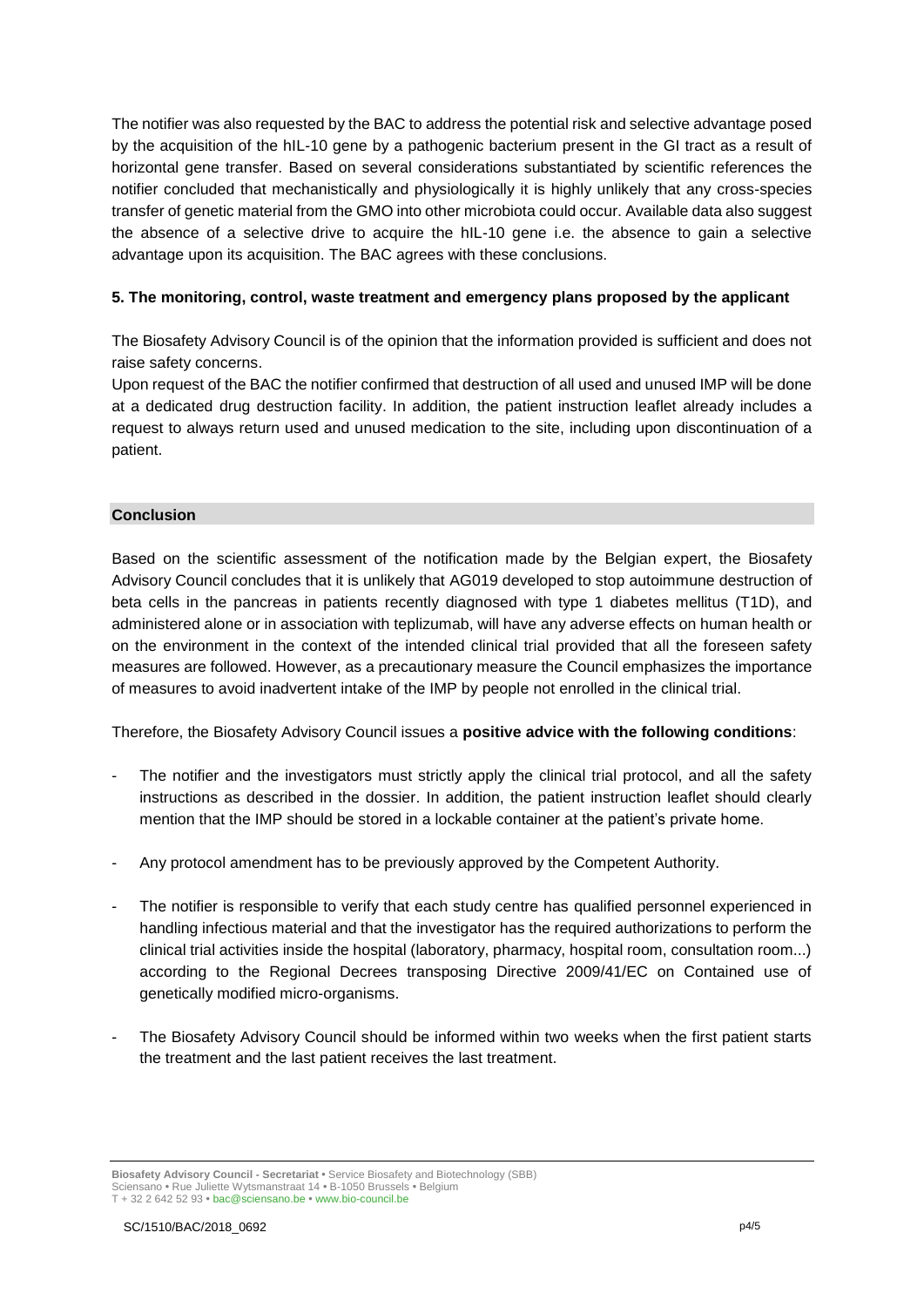The notifier was also requested by the BAC to address the potential risk and selective advantage posed by the acquisition of the hIL-10 gene by a pathogenic bacterium present in the GI tract as a result of horizontal gene transfer. Based on several considerations substantiated by scientific references the notifier concluded that mechanistically and physiologically it is highly unlikely that any cross-species transfer of genetic material from the GMO into other microbiota could occur. Available data also suggest the absence of a selective drive to acquire the hIL-10 gene i.e. the absence to gain a selective advantage upon its acquisition. The BAC agrees with these conclusions.

**5. The monitoring, control, waste treatment and emergency plans proposed by the applicant**

The Biosafety Advisory Council is of the opinion that the information provided is sufficient and does not raise safety concerns.

Upon request of the BAC the notifier confirmed that destruction of all used and unused IMP will be done at a dedicated drug destruction facility. In addition, the patient instruction leaflet already includes a request to always return used and unused medication to the site, including upon discontinuation of a patient.

## Conclusion

Based on the scientific assessment of the notification made by the Belgian expert, the Biosafety Advisory Council concludes that it is unlikely that AG019 developed to stop autoimmune destruction of beta cells in the pancreas in patients recently diagnosed with type 1 diabetes mellitus (T1D), and administered alone or in association with teplizumab, will have any adverse effects on human health or on the environment in the context of the intended clinical trial provided that all the foreseen safety measures are followed. However, as a precautionary measure the Council emphasizes the importance of measures to avoid inadvertent intake of the IMP by people not enrolled in the clinical trial.

Therefore, the Biosafety Advisory Council issues a **positive advice with the following conditions**:

- The notifier and the investigators must strictly apply the clinical trial protocol, and all the safety instructions as described in the dossier. In addition, the patient instruction leaflet should clearly mention that the IMP should be stored in a lockable container at the patient's private home.
- Any protocol amendment has to be previously approved by the Competent Authority.
- The notifier is responsible to verify that each study centre has qualified personnel experienced in handling infectious material and that the investigator has the required authorizations to perform the clinical trial activities inside the hospital (laboratory, pharmacy, hospital room, consultation room...) according to the Regional Decrees transposing Directive 2009/41/EC on Contained use of genetically modified micro-organisms.
- The Biosafety Advisory Council should be informed within two weeks when the first patient starts the treatment and the last patient receives the last treatment.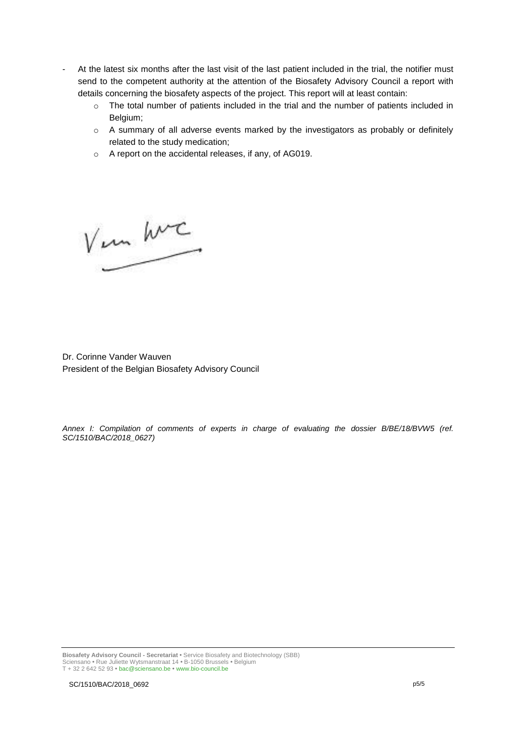- At the latest six months after the last visit of the last patient included in the trial, the notifier must send to the competent authority at the attention of the Biosafety Advisory Council a report with details concerning the biosafety aspects of the project. This report will at least contain:
  - The total number of patients included in the trial and the number of patients included in Belgium;
  - A summary of all adverse events marked by the investigators as probably or definitely related to the study medication;
  - A report on the accidental releases, if any, of AG019.

Dr. Corinne Vander Wauven
President of the Belgian Biosafety Advisory Council

*Annex I: Compilation of comments of experts in charge of evaluating the dossier B/BE/18/BVW5 (ref. SC/1510/BAC/2018_0627)*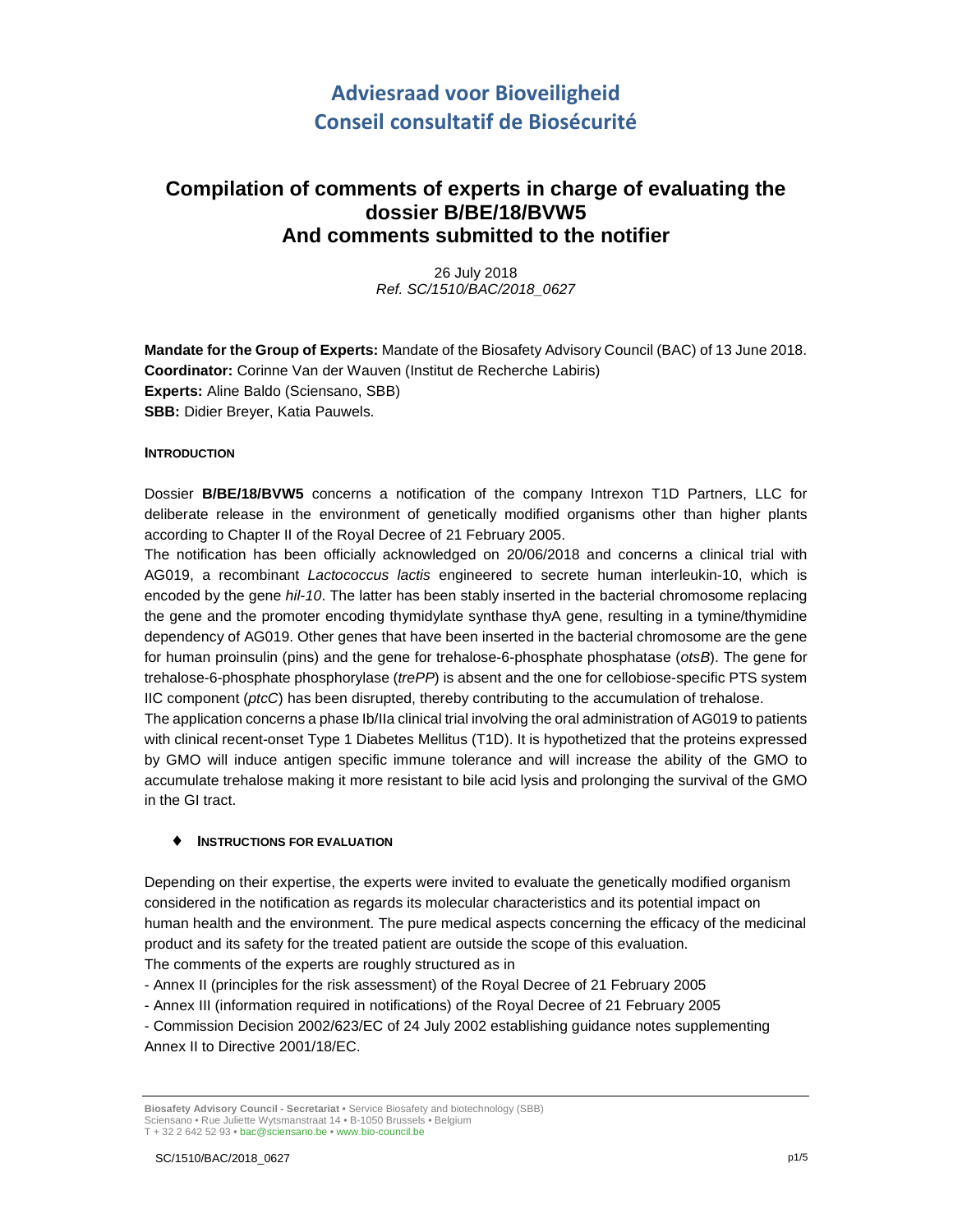# Adviesraad voor Bioveiligheid
# Conseil consultatif de Biosécurité

## Compilation of comments of experts in charge of evaluating the dossier B/BE/18/BVW5 And comments submitted to the notifier

26 July 2018
*Ref. SC/1510/BAC/2018_0627*

**Mandate for the Group of Experts:** Mandate of the Biosafety Advisory Council (BAC) of 13 June 2018.
**Coordinator:** Corinne Van der Wauven (Institut de Recherche Labiris)
**Experts:** Aline Baldo (Sciensano, SBB)
**SBB:** Didier Breyer, Katia Pauwels.

**INTRODUCTION**

Dossier **B/BE/18/BVW5** concerns a notification of the company Intrexon T1D Partners, LLC for deliberate release in the environment of genetically modified organisms other than higher plants according to Chapter II of the Royal Decree of 21 February 2005.

The notification has been officially acknowledged on 20/06/2018 and concerns a clinical trial with AG019, a recombinant *Lactococcus lactis* engineered to secrete human interleukin-10, which is encoded by the gene *hil-10*. The latter has been stably inserted in the bacterial chromosome replacing the gene and the promoter encoding thymidylate synthase thyA gene, resulting in a tymine/thymidine dependency of AG019. Other genes that have been inserted in the bacterial chromosome are the gene for human proinsulin (pins) and the gene for trehalose-6-phosphate phosphatase (*otsB*). The gene for trehalose-6-phosphate phosphorylase (*trePP*) is absent and the one for cellobiose-specific PTS system IIC component (*ptcC*) has been disrupted, thereby contributing to the accumulation of trehalose.

The application concerns a phase Ib/IIa clinical trial involving the oral administration of AG019 to patients with clinical recent-onset Type 1 Diabetes Mellitus (T1D). It is hypothetized that the proteins expressed by GMO will induce antigen specific immune tolerance and will increase the ability of the GMO to accumulate trehalose making it more resistant to bile acid lysis and prolonging the survival of the GMO in the GI tract.

- **INSTRUCTIONS FOR EVALUATION**

Depending on their expertise, the experts were invited to evaluate the genetically modified organism considered in the notification as regards its molecular characteristics and its potential impact on human health and the environment. The pure medical aspects concerning the efficacy of the medicinal product and its safety for the treated patient are outside the scope of this evaluation.

The comments of the experts are roughly structured as in

- Annex II (principles for the risk assessment) of the Royal Decree of 21 February 2005
- Annex III (information required in notifications) of the Royal Decree of 21 February 2005
- Commission Decision 2002/623/EC of 24 July 2002 establishing guidance notes supplementing Annex II to Directive 2001/18/EC.

**Biosafety Advisory Council - Secretariat** • Service Biosafety and biotechnology (SBB)
Sciensano • Rue Juliette Wytsmanstraat 14 • B-1050 Brussels • Belgium
T + 32 2 642 52 93 • bac@sciensano.be • www.bio-council.be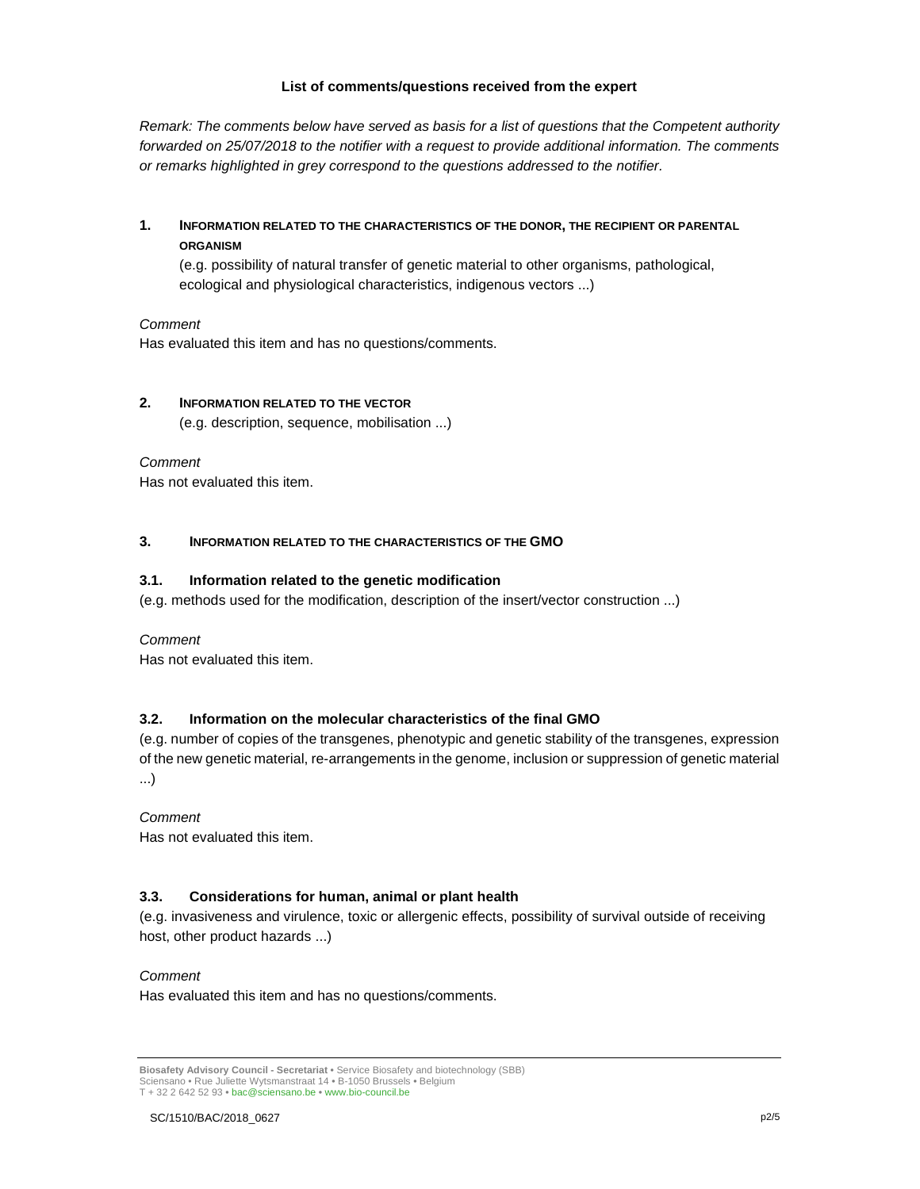**List of comments/questions received from the expert**

*Remark: The comments below have served as basis for a list of questions that the Competent authority forwarded on 25/07/2018 to the notifier with a request to provide additional information. The comments or remarks highlighted in grey correspond to the questions addressed to the notifier.*

## 1. INFORMATION RELATED TO THE CHARACTERISTICS OF THE DONOR, THE RECIPIENT OR PARENTAL ORGANISM

(e.g. possibility of natural transfer of genetic material to other organisms, pathological, ecological and physiological characteristics, indigenous vectors ...)

*Comment*

Has evaluated this item and has no questions/comments.

## 2. INFORMATION RELATED TO THE VECTOR

(e.g. description, sequence, mobilisation ...)

*Comment*

Has not evaluated this item.

## 3. INFORMATION RELATED TO THE CHARACTERISTICS OF THE GMO

### 3.1. Information related to the genetic modification

(e.g. methods used for the modification, description of the insert/vector construction ...)

*Comment*

Has not evaluated this item.

### 3.2. Information on the molecular characteristics of the final GMO

(e.g. number of copies of the transgenes, phenotypic and genetic stability of the transgenes, expression of the new genetic material, re-arrangements in the genome, inclusion or suppression of genetic material ...)

*Comment*

Has not evaluated this item.

### 3.3. Considerations for human, animal or plant health

(e.g. invasiveness and virulence, toxic or allergenic effects, possibility of survival outside of receiving host, other product hazards ...)

*Comment*

Has evaluated this item and has no questions/comments.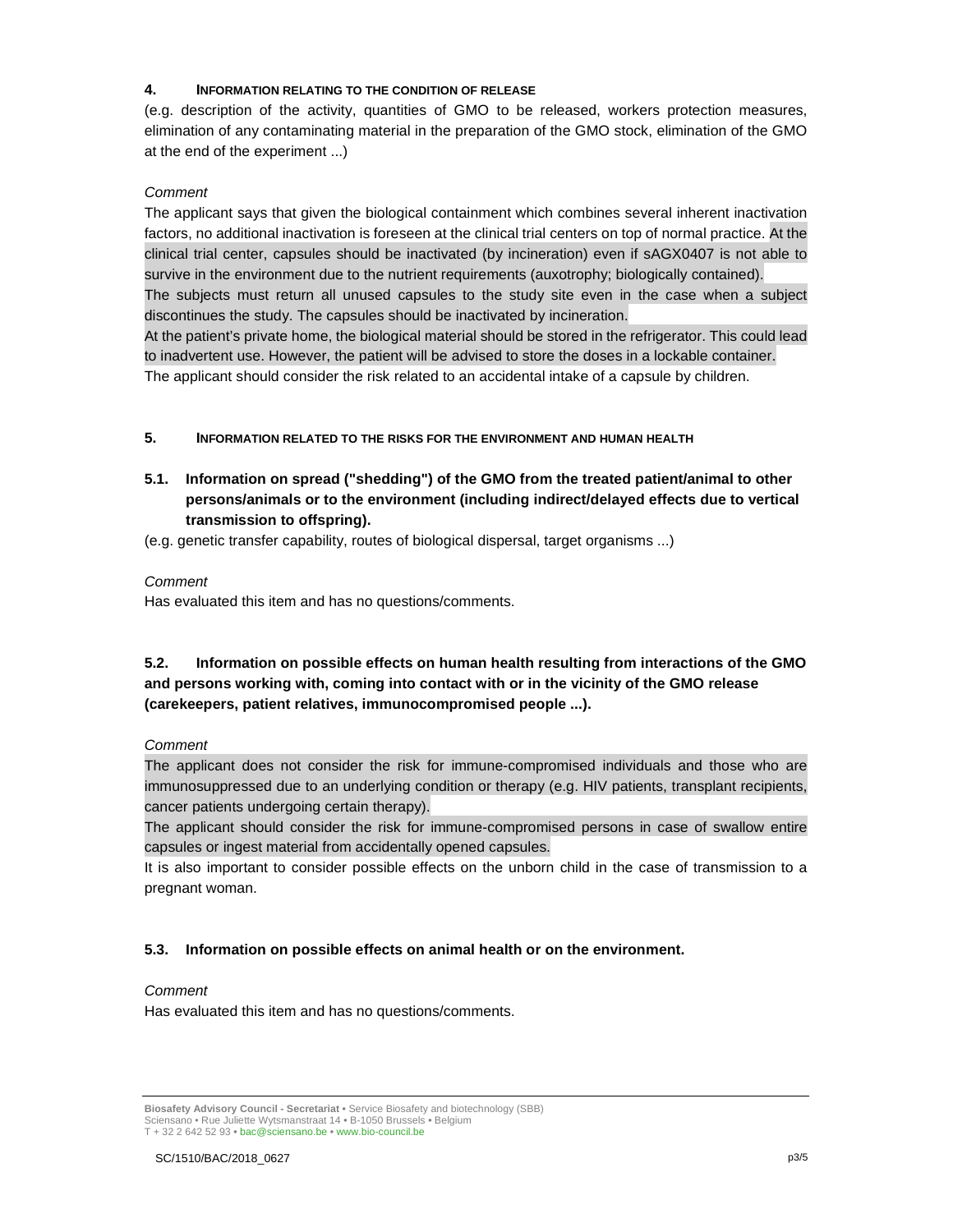## 4. INFORMATION RELATING TO THE CONDITION OF RELEASE

(e.g. description of the activity, quantities of GMO to be released, workers protection measures, elimination of any contaminating material in the preparation of the GMO stock, elimination of the GMO at the end of the experiment ...)

*Comment*

The applicant says that given the biological containment which combines several inherent inactivation factors, no additional inactivation is foreseen at the clinical trial centers on top of normal practice. At the clinical trial center, capsules should be inactivated (by incineration) even if sAGX0407 is not able to survive in the environment due to the nutrient requirements (auxotrophy; biologically contained).

The subjects must return all unused capsules to the study site even in the case when a subject discontinues the study. The capsules should be inactivated by incineration.

At the patient's private home, the biological material should be stored in the refrigerator. This could lead to inadvertent use. However, the patient will be advised to store the doses in a lockable container.

The applicant should consider the risk related to an accidental intake of a capsule by children.

## 5. INFORMATION RELATED TO THE RISKS FOR THE ENVIRONMENT AND HUMAN HEALTH

### 5.1. Information on spread ("shedding") of the GMO from the treated patient/animal to other persons/animals or to the environment (including indirect/delayed effects due to vertical transmission to offspring).

(e.g. genetic transfer capability, routes of biological dispersal, target organisms ...)

*Comment*

Has evaluated this item and has no questions/comments.

### 5.2. Information on possible effects on human health resulting from interactions of the GMO and persons working with, coming into contact with or in the vicinity of the GMO release (carekeepers, patient relatives, immunocompromised people ...).

*Comment*

The applicant does not consider the risk for immune-compromised individuals and those who are immunosuppressed due to an underlying condition or therapy (e.g. HIV patients, transplant recipients, cancer patients undergoing certain therapy).

The applicant should consider the risk for immune-compromised persons in case of swallow entire capsules or ingest material from accidentally opened capsules.

It is also important to consider possible effects on the unborn child in the case of transmission to a pregnant woman.

### 5.3. Information on possible effects on animal health or on the environment.

*Comment*

Has evaluated this item and has no questions/comments.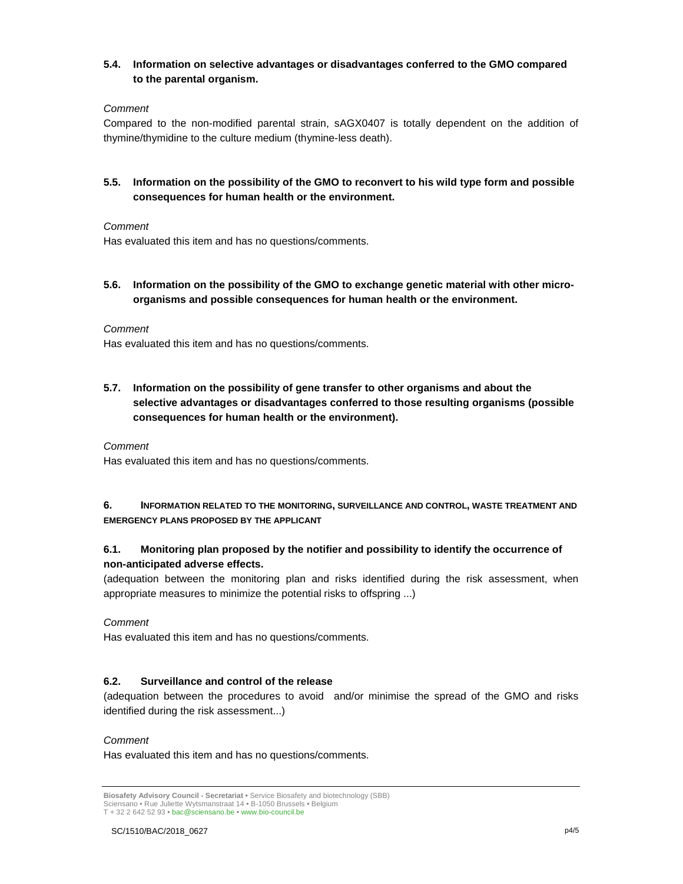### 5.4. Information on selective advantages or disadvantages conferred to the GMO compared to the parental organism.

*Comment*

Compared to the non-modified parental strain, sAGX0407 is totally dependent on the addition of thymine/thymidine to the culture medium (thymine-less death).

### 5.5. Information on the possibility of the GMO to reconvert to his wild type form and possible consequences for human health or the environment.

*Comment*

Has evaluated this item and has no questions/comments.

### 5.6. Information on the possibility of the GMO to exchange genetic material with other micro-organisms and possible consequences for human health or the environment.

*Comment*

Has evaluated this item and has no questions/comments.

### 5.7. Information on the possibility of gene transfer to other organisms and about the selective advantages or disadvantages conferred to those resulting organisms (possible consequences for human health or the environment).

*Comment*

Has evaluated this item and has no questions/comments.

## 6. INFORMATION RELATED TO THE MONITORING, SURVEILLANCE AND CONTROL, WASTE TREATMENT AND EMERGENCY PLANS PROPOSED BY THE APPLICANT

### 6.1. Monitoring plan proposed by the notifier and possibility to identify the occurrence of non-anticipated adverse effects.

(adequation between the monitoring plan and risks identified during the risk assessment, when appropriate measures to minimize the potential risks to offspring ...)

*Comment*

Has evaluated this item and has no questions/comments.

### 6.2. Surveillance and control of the release

(adequation between the procedures to avoid and/or minimise the spread of the GMO and risks identified during the risk assessment...)

*Comment*

Has evaluated this item and has no questions/comments.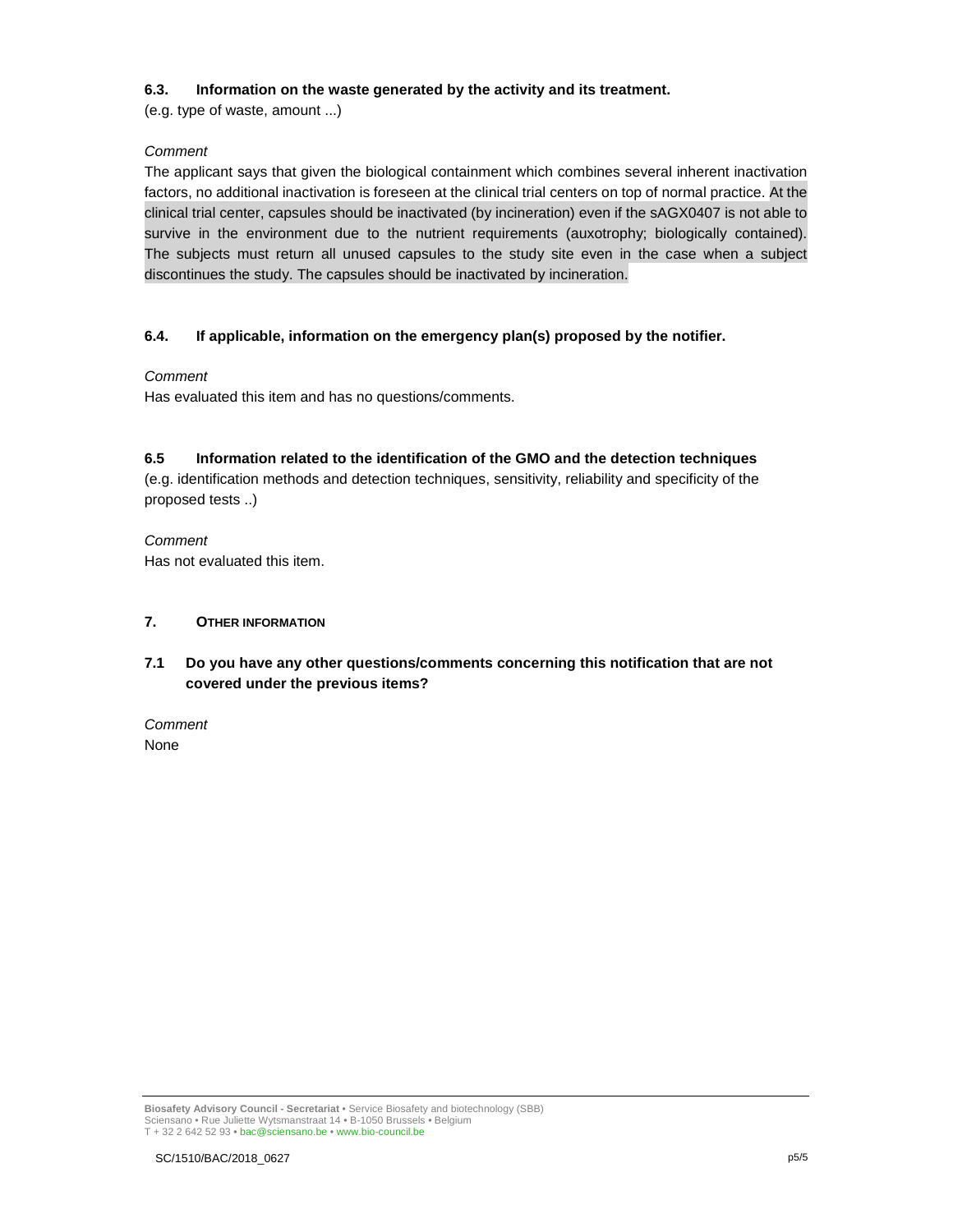### 6.3. Information on the waste generated by the activity and its treatment.

(e.g. type of waste, amount ...)

*Comment*

The applicant says that given the biological containment which combines several inherent inactivation factors, no additional inactivation is foreseen at the clinical trial centers on top of normal practice. At the clinical trial center, capsules should be inactivated (by incineration) even if the sAGX0407 is not able to survive in the environment due to the nutrient requirements (auxotrophy; biologically contained). The subjects must return all unused capsules to the study site even in the case when a subject discontinues the study. The capsules should be inactivated by incineration.

### 6.4. If applicable, information on the emergency plan(s) proposed by the notifier.

*Comment*

Has evaluated this item and has no questions/comments.

### 6.5 Information related to the identification of the GMO and the detection techniques

(e.g. identification methods and detection techniques, sensitivity, reliability and specificity of the proposed tests ..)

*Comment*

Has not evaluated this item.

## 7. Other information

### 7.1 Do you have any other questions/comments concerning this notification that are not covered under the previous items?

*Comment*

None